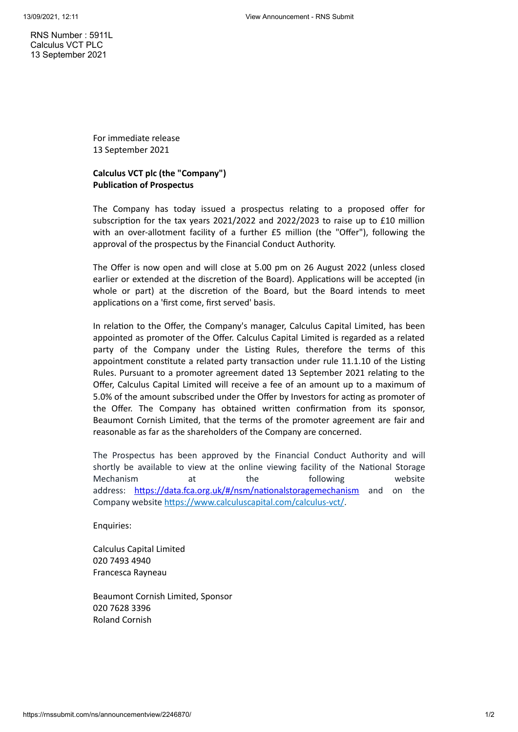RNS Number : 5911L
Calculus VCT PLC
13 September 2021

For immediate release
13 September 2021

**Calculus VCT plc (the "Company")**
**Publication of Prospectus**

The Company has today issued a prospectus relating to a proposed offer for subscription for the tax years 2021/2022 and 2022/2023 to raise up to £10 million with an over-allotment facility of a further £5 million (the "Offer"), following the approval of the prospectus by the Financial Conduct Authority.

The Offer is now open and will close at 5.00 pm on 26 August 2022 (unless closed earlier or extended at the discretion of the Board). Applications will be accepted (in whole or part) at the discretion of the Board, but the Board intends to meet applications on a 'first come, first served' basis.

In relation to the Offer, the Company's manager, Calculus Capital Limited, has been appointed as promoter of the Offer. Calculus Capital Limited is regarded as a related party of the Company under the Listing Rules, therefore the terms of this appointment constitute a related party transaction under rule 11.1.10 of the Listing Rules. Pursuant to a promoter agreement dated 13 September 2021 relating to the Offer, Calculus Capital Limited will receive a fee of an amount up to a maximum of 5.0% of the amount subscribed under the Offer by Investors for acting as promoter of the Offer. The Company has obtained written confirmation from its sponsor, Beaumont Cornish Limited, that the terms of the promoter agreement are fair and reasonable as far as the shareholders of the Company are concerned.

The Prospectus has been approved by the Financial Conduct Authority and will shortly be available to view at the online viewing facility of the National Storage Mechanism at the following website address: https://data.fca.org.uk/#/nsm/nationalstoragemechanism and on the Company website https://www.calculuscapital.com/calculus-vct/.

Enquiries:

Calculus Capital Limited
020 7493 4940
Francesca Rayneau

Beaumont Cornish Limited, Sponsor
020 7628 3396
Roland Cornish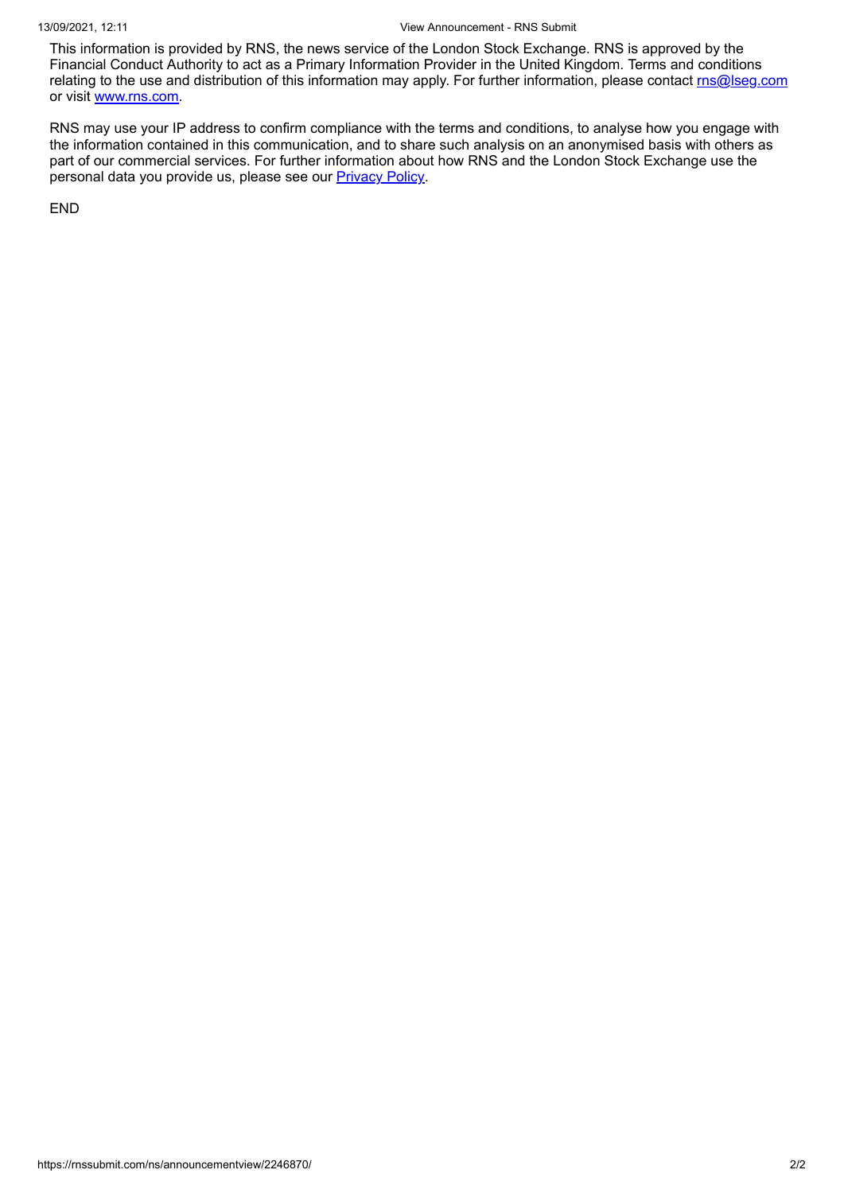This information is provided by RNS, the news service of the London Stock Exchange. RNS is approved by the Financial Conduct Authority to act as a Primary Information Provider in the United Kingdom. Terms and conditions relating to the use and distribution of this information may apply. For further information, please contact rns@lseg.com or visit www.rns.com.

RNS may use your IP address to confirm compliance with the terms and conditions, to analyse how you engage with the information contained in this communication, and to share such analysis on an anonymised basis with others as part of our commercial services. For further information about how RNS and the London Stock Exchange use the personal data you provide us, please see our Privacy Policy.

END